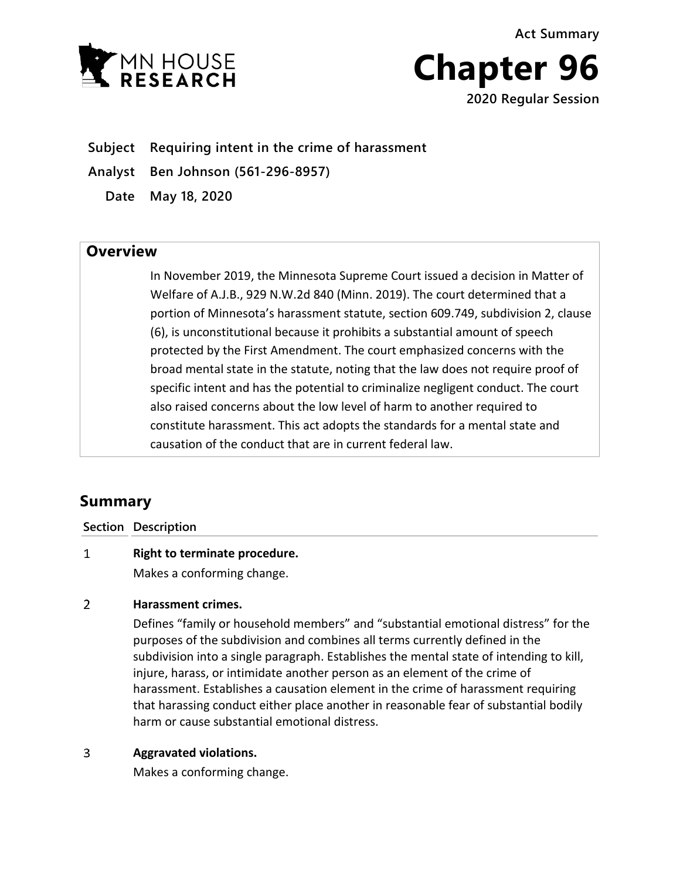MN HOUSE RESEARCH

Act Summary

# Chapter 96

2020 Regular Session

**Subject** Requiring intent in the crime of harassment

**Analyst** Ben Johnson (561-296-8957)

**Date** May 18, 2020

## Overview

In November 2019, the Minnesota Supreme Court issued a decision in Matter of Welfare of A.J.B., 929 N.W.2d 840 (Minn. 2019). The court determined that a portion of Minnesota's harassment statute, section 609.749, subdivision 2, clause (6), is unconstitutional because it prohibits a substantial amount of speech protected by the First Amendment. The court emphasized concerns with the broad mental state in the statute, noting that the law does not require proof of specific intent and has the potential to criminalize negligent conduct. The court also raised concerns about the low level of harm to another required to constitute harassment. This act adopts the standards for a mental state and causation of the conduct that are in current federal law.

## Summary

| Section | Description |
|---|---|
| 1 | **Right to terminate procedure.** Makes a conforming change. |
| 2 | **Harassment crimes.** Defines "family or household members" and "substantial emotional distress" for the purposes of the subdivision and combines all terms currently defined in the subdivision into a single paragraph. Establishes the mental state of intending to kill, injure, harass, or intimidate another person as an element of the crime of harassment. Establishes a causation element in the crime of harassment requiring that harassing conduct either place another in reasonable fear of substantial bodily harm or cause substantial emotional distress. |
| 3 | **Aggravated violations.** Makes a conforming change. |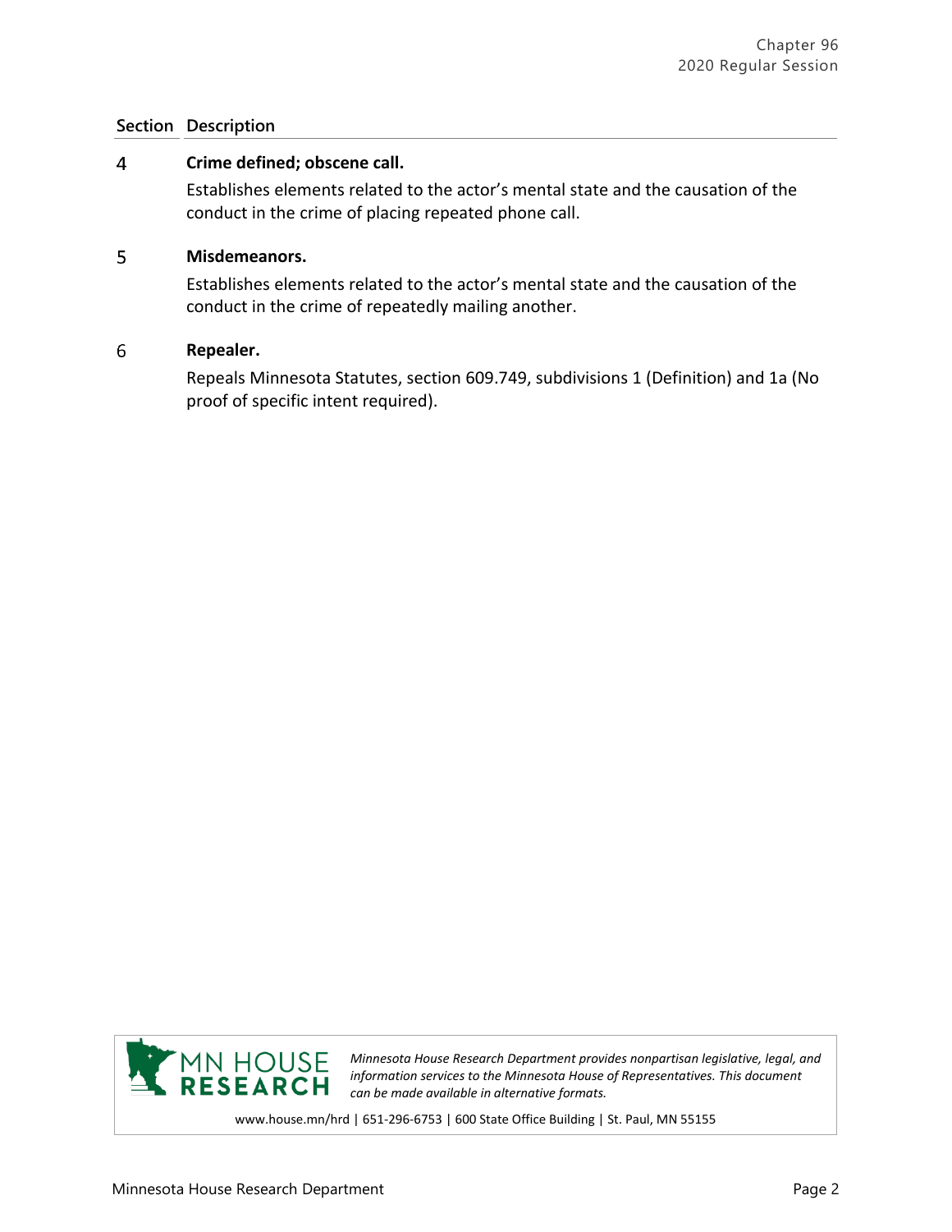| Section | Description |
| --- | --- |
| 4 | **Crime defined; obscene call.**<br>Establishes elements related to the actor's mental state and the causation of the conduct in the crime of placing repeated phone call. |
| 5 | **Misdemeanors.**<br>Establishes elements related to the actor's mental state and the causation of the conduct in the crime of repeatedly mailing another. |
| 6 | **Repealer.**<br>Repeals Minnesota Statutes, section 609.749, subdivisions 1 (Definition) and 1a (No proof of specific intent required). |

MN HOUSE RESEARCH

*Minnesota House Research Department provides nonpartisan legislative, legal, and information services to the Minnesota House of Representatives. This document can be made available in alternative formats.*

www.house.mn/hrd | 651-296-6753 | 600 State Office Building | St. Paul, MN 55155